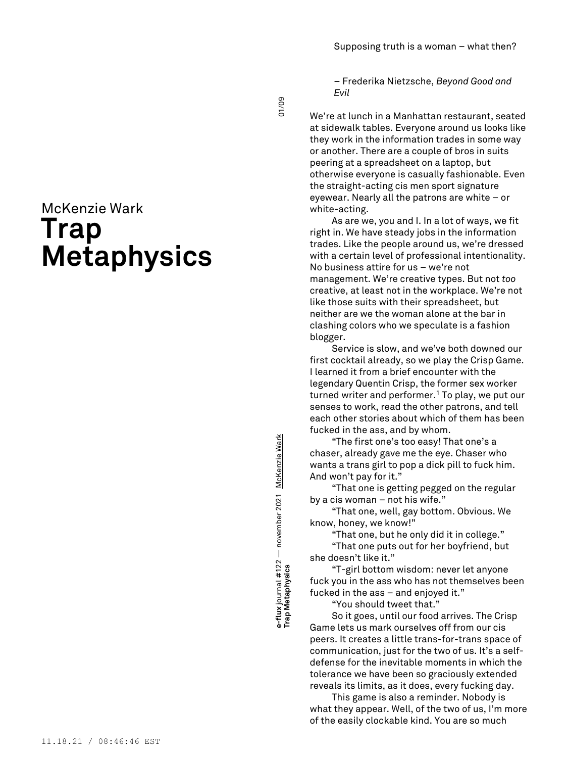McKenzie Wark

# Trap Metaphysics

> Supposing truth is a woman – what then?
>
> – Frederika Nietzsche, *Beyond Good and Evil*

We're at lunch in a Manhattan restaurant, seated at sidewalk tables. Everyone around us looks like they work in the information trades in some way or another. There are a couple of bros in suits peering at a spreadsheet on a laptop, but otherwise everyone is casually fashionable. Even the straight-acting cis men sport signature eyewear. Nearly all the patrons are white – or white-acting.

As are we, you and I. In a lot of ways, we fit right in. We have steady jobs in the information trades. Like the people around us, we're dressed with a certain level of professional intentionality. No business attire for us – we're not management. We're creative types. But not *too* creative, at least not in the workplace. We're not like those suits with their spreadsheet, but neither are we the woman alone at the bar in clashing colors who we speculate is a fashion blogger.

Service is slow, and we've both downed our first cocktail already, so we play the Crisp Game. I learned it from a brief encounter with the legendary Quentin Crisp, the former sex worker turned writer and performer.[1] To play, we put our senses to work, read the other patrons, and tell each other stories about which of them has been fucked in the ass, and by whom.

"The first one's too easy! That one's a chaser, already gave me the eye. Chaser who wants a trans girl to pop a dick pill to fuck him. And won't pay for it."

"That one is getting pegged on the regular by a cis woman – not his wife."

"That one, well, gay bottom. Obvious. We know, honey, we know!"

"That one, but he only did it in college."

"That one puts out for her boyfriend, but she doesn't like it."

"T-girl bottom wisdom: never let anyone fuck you in the ass who has not themselves been fucked in the ass – and enjoyed it."

"You should tweet that."

So it goes, until our food arrives. The Crisp Game lets us mark ourselves off from our cis peers. It creates a little trans-for-trans space of communication, just for the two of us. It's a self-defense for the inevitable moments in which the tolerance we have been so graciously extended reveals its limits, as it does, every fucking day.

This game is also a reminder. Nobody is what they appear. Well, of the two of us, I'm more of the easily clockable kind. You are so much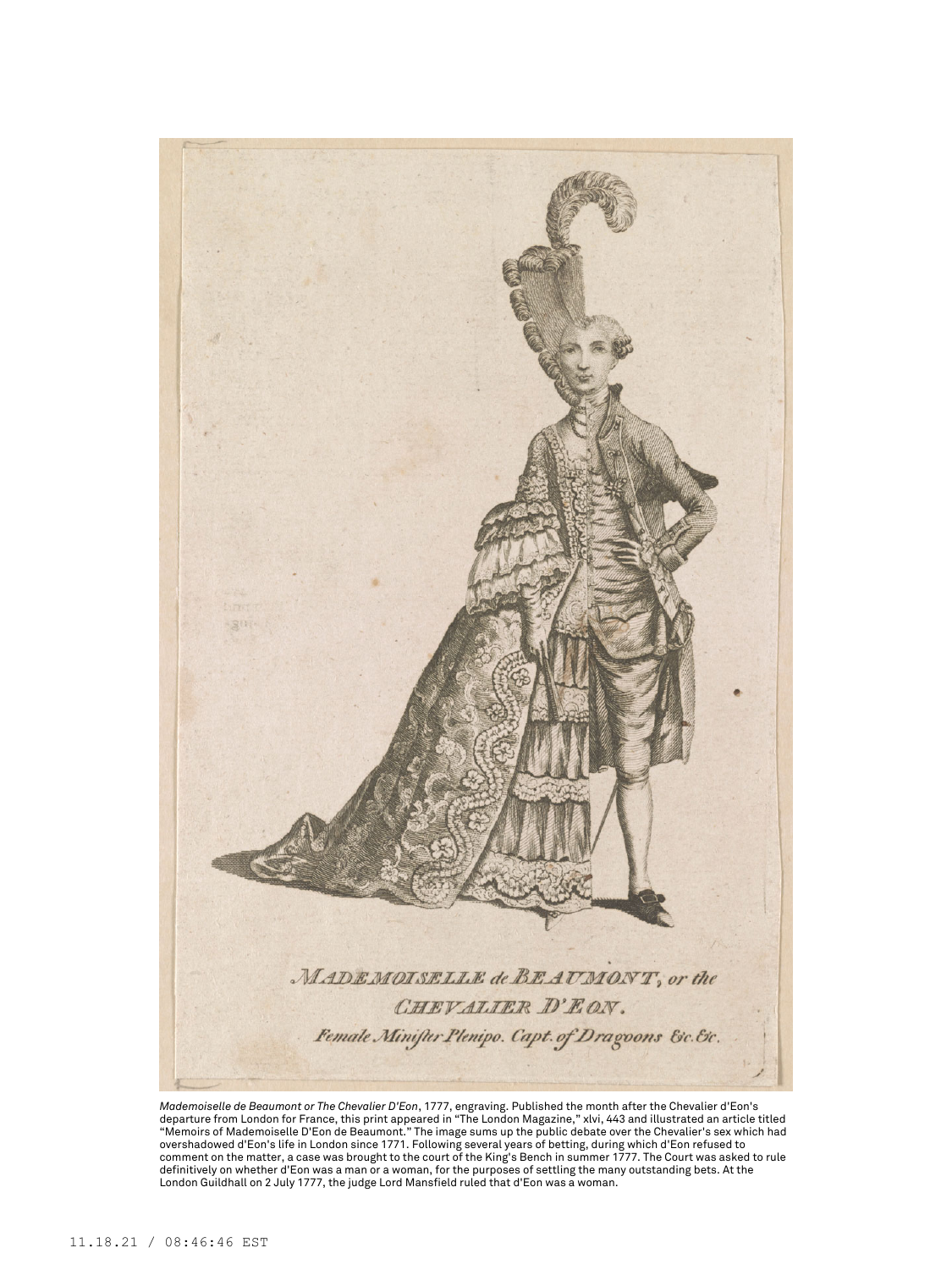MADEMOISELLE de BEAUMONT, or the CHEVALIER D'EON. Female Minister Plenipo. Capt. of Dragoons &c. &c.

*Mademoiselle de Beaumont or The Chevalier D'Eon*, 1777, engraving. Published the month after the Chevalier d'Eon's departure from London for France, this print appeared in "The London Magazine," xlvi, 443 and illustrated an article titled "Memoirs of Mademoiselle D'Eon de Beaumont." The image sums up the public debate over the Chevalier's sex which had overshadowed d'Eon's life in London since 1771. Following several years of betting, during which d'Eon refused to comment on the matter, a case was brought to the court of the King's Bench in summer 1777. The Court was asked to rule definitively on whether d'Eon was a man or a woman, for the purposes of settling the many outstanding bets. At the London Guildhall on 2 July 1777, the judge Lord Mansfield ruled that d'Eon was a woman.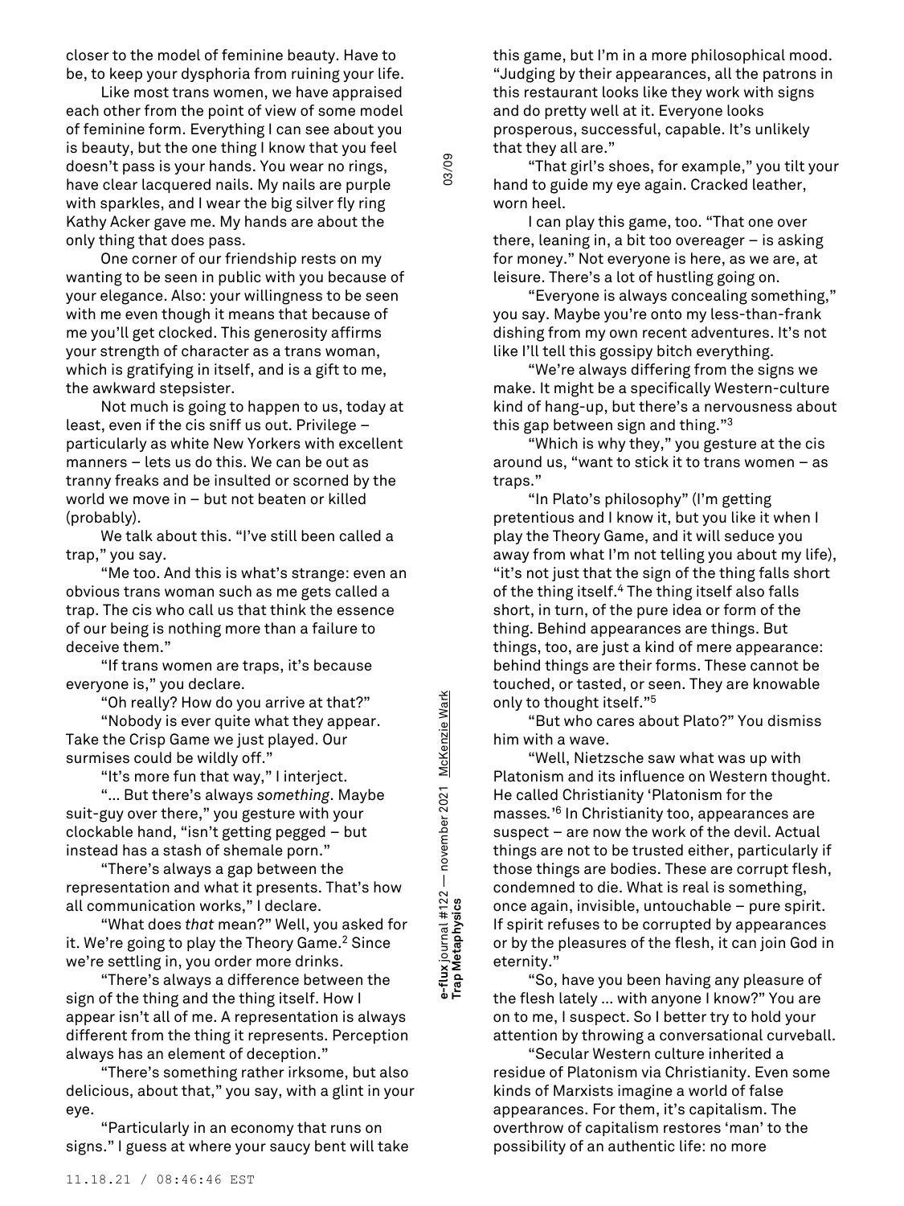closer to the model of feminine beauty. Have to be, to keep your dysphoria from ruining your life.

Like most trans women, we have appraised each other from the point of view of some model of feminine form. Everything I can see about you is beauty, but the one thing I know that you feel doesn't pass is your hands. You wear no rings, have clear lacquered nails. My nails are purple with sparkles, and I wear the big silver fly ring Kathy Acker gave me. My hands are about the only thing that does pass.

One corner of our friendship rests on my wanting to be seen in public with you because of your elegance. Also: your willingness to be seen with me even though it means that because of me you'll get clocked. This generosity affirms your strength of character as a trans woman, which is gratifying in itself, and is a gift to me, the awkward stepsister.

Not much is going to happen to us, today at least, even if the cis sniff us out. Privilege – particularly as white New Yorkers with excellent manners – lets us do this. We can be out as tranny freaks and be insulted or scorned by the world we move in – but not beaten or killed (probably).

We talk about this. "I've still been called a trap," you say.

"Me too. And this is what's strange: even an obvious trans woman such as me gets called a trap. The cis who call us that think the essence of our being is nothing more than a failure to deceive them."

"If trans women are traps, it's because everyone is," you declare.

"Oh really? How do you arrive at that?"

"Nobody is ever quite what they appear. Take the Crisp Game we just played. Our surmises could be wildly off."

"It's more fun that way," I interject.

"… But there's always *something*. Maybe suit-guy over there," you gesture with your clockable hand, "isn't getting pegged – but instead has a stash of shemale porn."

"There's always a gap between the representation and what it presents. That's how all communication works," I declare.

"What does *that* mean?" Well, you asked for it. We're going to play the Theory Game.[2] Since we're settling in, you order more drinks.

"There's always a difference between the sign of the thing and the thing itself. How I appear isn't all of me. A representation is always different from the thing it represents. Perception always has an element of deception."

"There's something rather irksome, but also delicious, about that," you say, with a glint in your eye.

"Particularly in an economy that runs on signs." I guess at where your saucy bent will take this game, but I'm in a more philosophical mood. "Judging by their appearances, all the patrons in this restaurant looks like they work with signs and do pretty well at it. Everyone looks prosperous, successful, capable. It's unlikely that they all are."

"That girl's shoes, for example," you tilt your hand to guide my eye again. Cracked leather, worn heel.

I can play this game, too. "That one over there, leaning in, a bit too overeager – is asking for money." Not everyone is here, as we are, at leisure. There's a lot of hustling going on.

"Everyone is always concealing something," you say. Maybe you're onto my less-than-frank dishing from my own recent adventures. It's not like I'll tell this gossipy bitch everything.

"We're always differing from the signs we make. It might be a specifically Western-culture kind of hang-up, but there's a nervousness about this gap between sign and thing."[3]

"Which is why they," you gesture at the cis around us, "want to stick it to trans women – as traps."

"In Plato's philosophy" (I'm getting pretentious and I know it, but you like it when I play the Theory Game, and it will seduce you away from what I'm not telling you about my life), "it's not just that the sign of the thing falls short of the thing itself.[4] The thing itself also falls short, in turn, of the pure idea or form of the thing. Behind appearances are things. But things, too, are just a kind of mere appearance: behind things are their forms. These cannot be touched, or tasted, or seen. They are knowable only to thought itself."[5]

"But who cares about Plato?" You dismiss him with a wave.

"Well, Nietzsche saw what was up with Platonism and its influence on Western thought. He called Christianity 'Platonism for the masses.'[6] In Christianity too, appearances are suspect – are now the work of the devil. Actual things are not to be trusted either, particularly if those things are bodies. These are corrupt flesh, condemned to die. What is real is something, once again, invisible, untouchable – pure spirit. If spirit refuses to be corrupted by appearances or by the pleasures of the flesh, it can join God in eternity."

"So, have you been having any pleasure of the flesh lately … with anyone I know?" You are on to me, I suspect. So I better try to hold your attention by throwing a conversational curveball.

"Secular Western culture inherited a residue of Platonism via Christianity. Even some kinds of Marxists imagine a world of false appearances. For them, it's capitalism. The overthrow of capitalism restores 'man' to the possibility of an authentic life: no more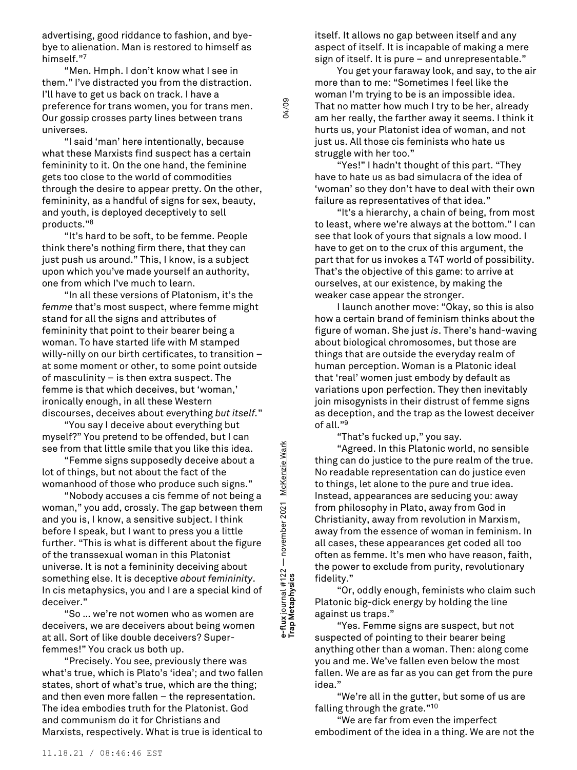advertising, good riddance to fashion, and bye-bye to alienation. Man is restored to himself as himself."[7]

"Men. Hmph. I don't know what I see in them." I've distracted you from the distraction. I'll have to get us back on track. I have a preference for trans women, you for trans men. Our gossip crosses party lines between trans universes.

"I said 'man' here intentionally, because what these Marxists find suspect has a certain femininity to it. On the one hand, the feminine gets too close to the world of commodities through the desire to appear pretty. On the other, femininity, as a handful of signs for sex, beauty, and youth, is deployed deceptively to sell products."[8]

"It's hard to be soft, to be femme. People think there's nothing firm there, that they can just push us around." This, I know, is a subject upon which you've made yourself an authority, one from which I've much to learn.

"In all these versions of Platonism, it's the *femme* that's most suspect, where femme might stand for all the signs and attributes of femininity that point to their bearer being a woman. To have started life with M stamped willy-nilly on our birth certificates, to transition – at some moment or other, to some point outside of masculinity – is then extra suspect. The femme is that which deceives, but 'woman,' ironically enough, in all these Western discourses, deceives about everything *but itself*."

"You say I deceive about everything but myself?" You pretend to be offended, but I can see from that little smile that you like this idea.

"Femme signs supposedly deceive about a lot of things, but not about the fact of the womanhood of those who produce such signs."

"Nobody accuses a cis femme of not being a woman," you add, crossly. The gap between them and you is, I know, a sensitive subject. I think before I speak, but I want to press you a little further. "This is what is different about the figure of the transsexual woman in this Platonist universe. It is not a femininity deceiving about something else. It is deceptive *about femininity*. In cis metaphysics, you and I are a special kind of deceiver."

"So … we're not women who as women are deceivers, we are deceivers about being women at all. Sort of like double deceivers? Super-femmes!" You crack us both up.

"Precisely. You see, previously there was what's true, which is Plato's 'idea'; and two fallen states, short of what's true, which are the thing; and then even more fallen – the representation. The idea embodies truth for the Platonist. God and communism do it for Christians and Marxists, respectively. What is true is identical to itself. It allows no gap between itself and any aspect of itself. It is incapable of making a mere sign of itself. It is pure – and unrepresentable."

You get your faraway look, and say, to the air more than to me: "Sometimes I feel like the woman I'm trying to be is an impossible idea. That no matter how much I try to be her, already am her really, the farther away it seems. I think it hurts us, your Platonist idea of woman, and not just us. All those cis feminists who hate us struggle with her too."

"Yes!" I hadn't thought of this part. "They have to hate us as bad simulacra of the idea of 'woman' so they don't have to deal with their own failure as representatives of that idea."

"It's a hierarchy, a chain of being, from most to least, where we're always at the bottom." I can see that look of yours that signals a low mood. I have to get on to the crux of this argument, the part that for us invokes a T4T world of possibility. That's the objective of this game: to arrive at ourselves, at our existence, by making the weaker case appear the stronger.

I launch another move: "Okay, so this is also how a certain brand of feminism thinks about the figure of woman. She just *is*. There's hand-waving about biological chromosomes, but those are things that are outside the everyday realm of human perception. Woman is a Platonic ideal that 'real' women just embody by default as variations upon perfection. They then inevitably join misogynists in their distrust of femme signs as deception, and the trap as the lowest deceiver of all."[9]

"That's fucked up," you say.

"Agreed. In this Platonic world, no sensible thing can do justice to the pure realm of the true. No readable representation can do justice even to things, let alone to the pure and true idea. Instead, appearances are seducing you: away from philosophy in Plato, away from God in Christianity, away from revolution in Marxism, away from the essence of woman in feminism. In all cases, these appearances get coded all too often as femme. It's men who have reason, faith, the power to exclude from purity, revolutionary fidelity."

"Or, oddly enough, feminists who claim such Platonic big-dick energy by holding the line against us traps."

"Yes. Femme signs are suspect, but not suspected of pointing to their bearer being anything other than a woman. Then: along come you and me. We've fallen even below the most fallen. We are as far as you can get from the pure idea."

"We're all in the gutter, but some of us are falling through the grate."[10]

"We are far from even the imperfect embodiment of the idea in a thing. We are not the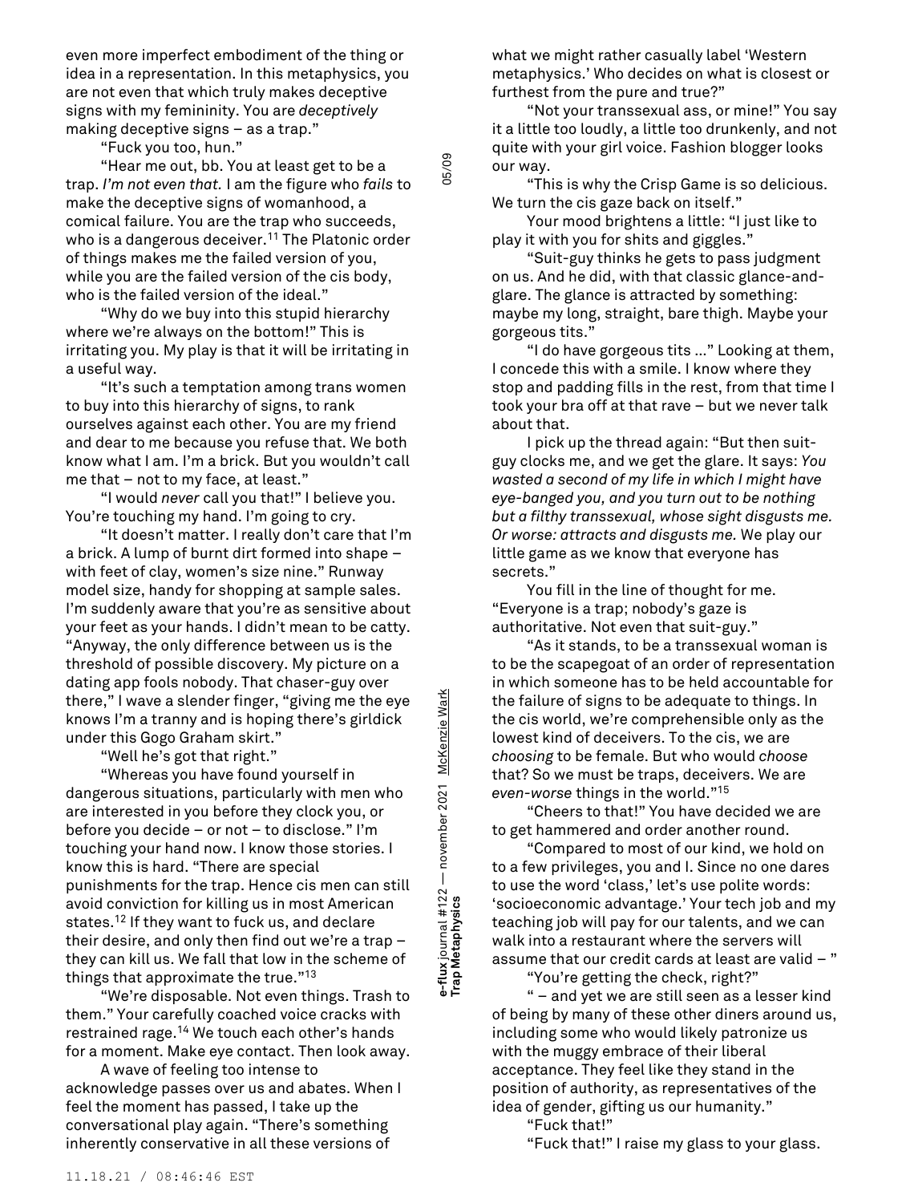even more imperfect embodiment of the thing or idea in a representation. In this metaphysics, you are not even that which truly makes deceptive signs with my femininity. You are *deceptively* making deceptive signs – as a trap."

"Fuck you too, hun."

"Hear me out, bb. You at least get to be a trap. *I'm not even that.* I am the figure who *fails* to make the deceptive signs of womanhood, a comical failure. You are the trap who succeeds, who is a dangerous deceiver.[11] The Platonic order of things makes me the failed version of you, while you are the failed version of the cis body, who is the failed version of the ideal."

"Why do we buy into this stupid hierarchy where we're always on the bottom!" This is irritating you. My play is that it will be irritating in a useful way.

"It's such a temptation among trans women to buy into this hierarchy of signs, to rank ourselves against each other. You are my friend and dear to me because you refuse that. We both know what I am. I'm a brick. But you wouldn't call me that – not to my face, at least."

"I would *never* call you that!" I believe you. You're touching my hand. I'm going to cry.

"It doesn't matter. I really don't care that I'm a brick. A lump of burnt dirt formed into shape – with feet of clay, women's size nine." Runway model size, handy for shopping at sample sales. I'm suddenly aware that you're as sensitive about your feet as your hands. I didn't mean to be catty. "Anyway, the only difference between us is the threshold of possible discovery. My picture on a dating app fools nobody. That chaser-guy over there," I wave a slender finger, "giving me the eye knows I'm a tranny and is hoping there's girldick under this Gogo Graham skirt."

"Well he's got that right."

"Whereas you have found yourself in dangerous situations, particularly with men who are interested in you before they clock you, or before you decide – or not – to disclose." I'm touching your hand now. I know those stories. I know this is hard. "There are special punishments for the trap. Hence cis men can still avoid conviction for killing us in most American states.[12] If they want to fuck us, and declare their desire, and only then find out we're a trap – they can kill us. We fall that low in the scheme of things that approximate the true."[13]

"We're disposable. Not even things. Trash to them." Your carefully coached voice cracks with restrained rage.[14] We touch each other's hands for a moment. Make eye contact. Then look away.

A wave of feeling too intense to acknowledge passes over us and abates. When I feel the moment has passed, I take up the conversational play again. "There's something inherently conservative in all these versions of what we might rather casually label 'Western metaphysics.' Who decides on what is closest or furthest from the pure and true?"

"Not your transsexual ass, or mine!" You say it a little too loudly, a little too drunkenly, and not quite with your girl voice. Fashion blogger looks our way.

"This is why the Crisp Game is so delicious. We turn the cis gaze back on itself."

Your mood brightens a little: "I just like to play it with you for shits and giggles."

"Suit-guy thinks he gets to pass judgment on us. And he did, with that classic glance-and-glare. The glance is attracted by something: maybe my long, straight, bare thigh. Maybe your gorgeous tits."

"I do have gorgeous tits ..." Looking at them, I concede this with a smile. I know where they stop and padding fills in the rest, from that time I took your bra off at that rave – but we never talk about that.

I pick up the thread again: "But then suit-guy clocks me, and we get the glare. It says: *You wasted a second of my life in which I might have eye-banged you, and you turn out to be nothing but a filthy transsexual, whose sight disgusts me. Or worse: attracts and disgusts me.* We play our little game as we know that everyone has secrets."

You fill in the line of thought for me. "Everyone is a trap; nobody's gaze is authoritative. Not even that suit-guy."

"As it stands, to be a transsexual woman is to be the scapegoat of an order of representation in which someone has to be held accountable for the failure of signs to be adequate to things. In the cis world, we're comprehensible only as the lowest kind of deceivers. To the cis, we are *choosing* to be female. But who would *choose* that? So we must be traps, deceivers. We are *even-worse* things in the world."[15]

"Cheers to that!" You have decided we are to get hammered and order another round.

"Compared to most of our kind, we hold on to a few privileges, you and I. Since no one dares to use the word 'class,' let's use polite words: 'socioeconomic advantage.' Your tech job and my teaching job will pay for our talents, and we can walk into a restaurant where the servers will assume that our credit cards at least are valid – "

"You're getting the check, right?"

" – and yet we are still seen as a lesser kind of being by many of these other diners around us, including some who would likely patronize us with the muggy embrace of their liberal acceptance. They feel like they stand in the position of authority, as representatives of the idea of gender, gifting us our humanity."

"Fuck that!"

"Fuck that!" I raise my glass to your glass.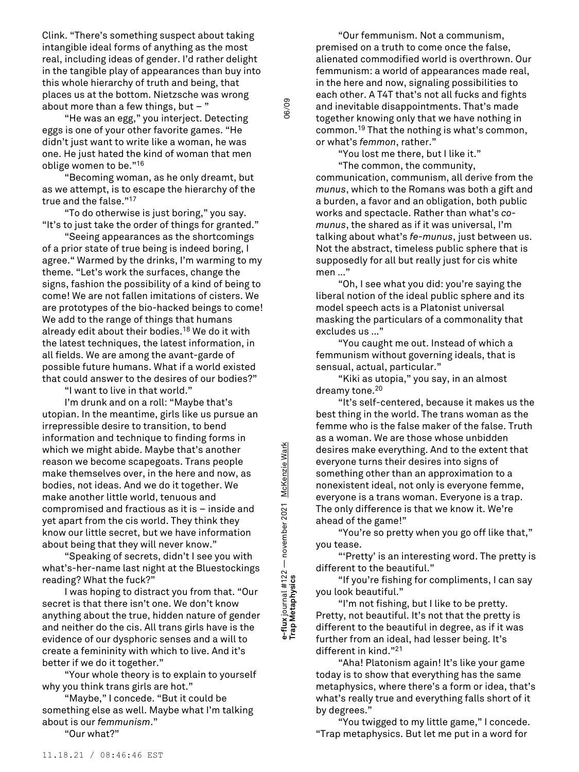Clink. "There's something suspect about taking intangible ideal forms of anything as the most real, including ideas of gender. I'd rather delight in the tangible play of appearances than buy into this whole hierarchy of truth and being, that places us at the bottom. Nietzsche was wrong about more than a few things, but – "

"He was an egg," you interject. Detecting eggs is one of your other favorite games. "He didn't just want to write like a woman, he was one. He just hated the kind of woman that men oblige women to be."[16]

"Becoming woman, as he only dreamt, but as we attempt, is to escape the hierarchy of the true and the false."[17]

"To do otherwise is just boring," you say. "It's to just take the order of things for granted."

"Seeing appearances as the shortcomings of a prior state of true being is indeed boring, I agree." Warmed by the drinks, I'm warming to my theme. "Let's work the surfaces, change the signs, fashion the possibility of a kind of being to come! We are not fallen imitations of cisters. We are prototypes of the bio-hacked beings to come! We add to the range of things that humans already edit about their bodies.[18] We do it with the latest techniques, the latest information, in all fields. We are among the avant-garde of possible future humans. What if a world existed that could answer to the desires of our bodies?"

"I want to live in that world."

I'm drunk and on a roll: "Maybe that's utopian. In the meantime, girls like us pursue an irrepressible desire to transition, to bend information and technique to finding forms in which we might abide. Maybe that's another reason we become scapegoats. Trans people make themselves over, in the here and now, as bodies, not ideas. And we do it together. We make another little world, tenuous and compromised and fractious as it is – inside and yet apart from the cis world. They think they know our little secret, but we have information about being that they will never know."

"Speaking of secrets, didn't I see you with what's-her-name last night at the Bluestockings reading? What the fuck?"

I was hoping to distract you from that. "Our secret is that there isn't one. We don't know anything about the true, hidden nature of gender and neither do the cis. All trans girls have is the evidence of our dysphoric senses and a will to create a femininity with which to live. And it's better if we do it together."

"Your whole theory is to explain to yourself why you think trans girls are hot."

"Maybe," I concede. "But it could be something else as well. Maybe what I'm talking about is our *femmunism*."

"Our what?"

"Our femmunism. Not a communism, premised on a truth to come once the false, alienated commodified world is overthrown. Our femmunism: a world of appearances made real, in the here and now, signaling possibilities to each other. A T4T that's not all fucks and fights and inevitable disappointments. That's made together knowing only that we have nothing in common.[19] That the nothing is what's common, or what's *femmon*, rather."

"You lost me there, but I like it."

"The common, the community, communication, communism, all derive from the *munus*, which to the Romans was both a gift and a burden, a favor and an obligation, both public works and spectacle. Rather than what's *co-munus*, the shared as if it was universal, I'm talking about what's *fe-munus*, just between us. Not the abstract, timeless public sphere that is supposedly for all but really just for cis white men ..."

"Oh, I see what you did: you're saying the liberal notion of the ideal public sphere and its model speech acts is a Platonist universal masking the particulars of a commonality that excludes us ..."

"You caught me out. Instead of which a femmunism without governing ideals, that is sensual, actual, particular."

"Kiki as utopia," you say, in an almost dreamy tone.[20]

"It's self-centered, because it makes us the best thing in the world. The trans woman as the femme who is the false maker of the false. Truth as a woman. We are those whose unbidden desires make everything. And to the extent that everyone turns their desires into signs of something other than an approximation to a nonexistent ideal, not only is everyone femme, everyone is a trans woman. Everyone is a trap. The only difference is that we know it. We're ahead of the game!"

"You're so pretty when you go off like that," you tease.

"'Pretty' is an interesting word. The pretty is different to the beautiful."

"If you're fishing for compliments, I can say you look beautiful."

"I'm not fishing, but I like to be pretty. Pretty, not beautiful. It's not that the pretty is different to the beautiful in degree, as if it was further from an ideal, had lesser being. It's different in kind."[21]

"Aha! Platonism again! It's like your game today is to show that everything has the same metaphysics, where there's a form or idea, that's what's really true and everything falls short of it by degrees."

"You twigged to my little game," I concede. "Trap metaphysics. But let me put in a word for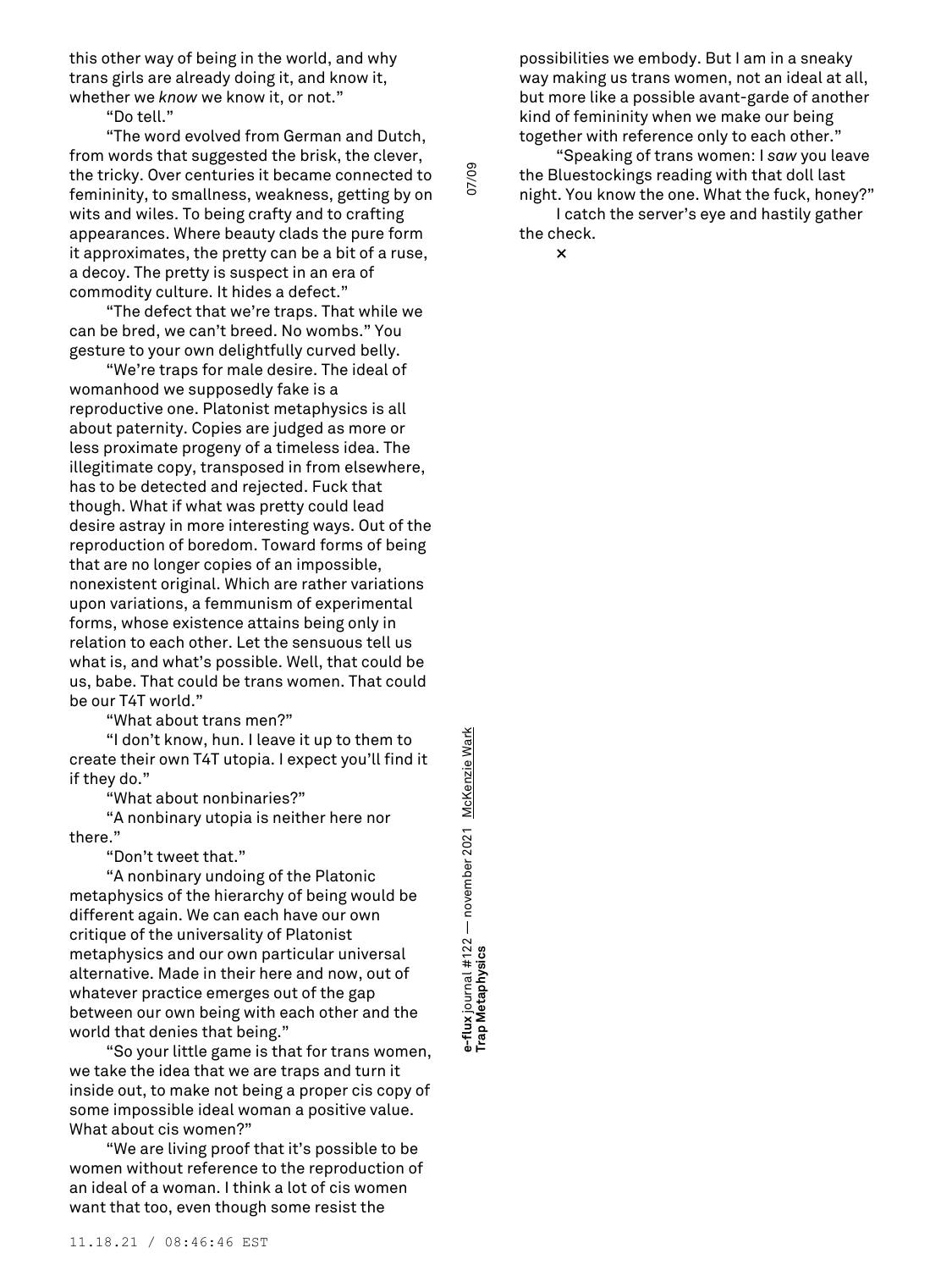this other way of being in the world, and why trans girls are already doing it, and know it, whether we *know* we know it, or not."

"Do tell."

"The word evolved from German and Dutch, from words that suggested the brisk, the clever, the tricky. Over centuries it became connected to femininity, to smallness, weakness, getting by on wits and wiles. To being crafty and to crafting appearances. Where beauty clads the pure form it approximates, the pretty can be a bit of a ruse, a decoy. The pretty is suspect in an era of commodity culture. It hides a defect."

"The defect that we're traps. That while we can be bred, we can't breed. No wombs." You gesture to your own delightfully curved belly.

"We're traps for male desire. The ideal of womanhood we supposedly fake is a reproductive one. Platonist metaphysics is all about paternity. Copies are judged as more or less proximate progeny of a timeless idea. The illegitimate copy, transposed in from elsewhere, has to be detected and rejected. Fuck that though. What if what was pretty could lead desire astray in more interesting ways. Out of the reproduction of boredom. Toward forms of being that are no longer copies of an impossible, nonexistent original. Which are rather variations upon variations, a femmunism of experimental forms, whose existence attains being only in relation to each other. Let the sensuous tell us what is, and what's possible. Well, that could be us, babe. That could be trans women. That could be our T4T world."

"What about trans men?"

"I don't know, hun. I leave it up to them to create their own T4T utopia. I expect you'll find it if they do."

"What about nonbinaries?"

"A nonbinary utopia is neither here nor there."

"Don't tweet that."

"A nonbinary undoing of the Platonic metaphysics of the hierarchy of being would be different again. We can each have our own critique of the universality of Platonist metaphysics and our own particular universal alternative. Made in their here and now, out of whatever practice emerges out of the gap between our own being with each other and the world that denies that being."

"So your little game is that for trans women, we take the idea that we are traps and turn it inside out, to make not being a proper cis copy of some impossible ideal woman a positive value. What about cis women?"

"We are living proof that it's possible to be women without reference to the reproduction of an ideal of a woman. I think a lot of cis women want that too, even though some resist the possibilities we embody. But I am in a sneaky way making us trans women, not an ideal at all, but more like a possible avant-garde of another kind of femininity when we make our being together with reference only to each other."

"Speaking of trans women: I *saw* you leave the Bluestockings reading with that doll last night. You know the one. What the fuck, honey?"

I catch the server's eye and hastily gather the check.

×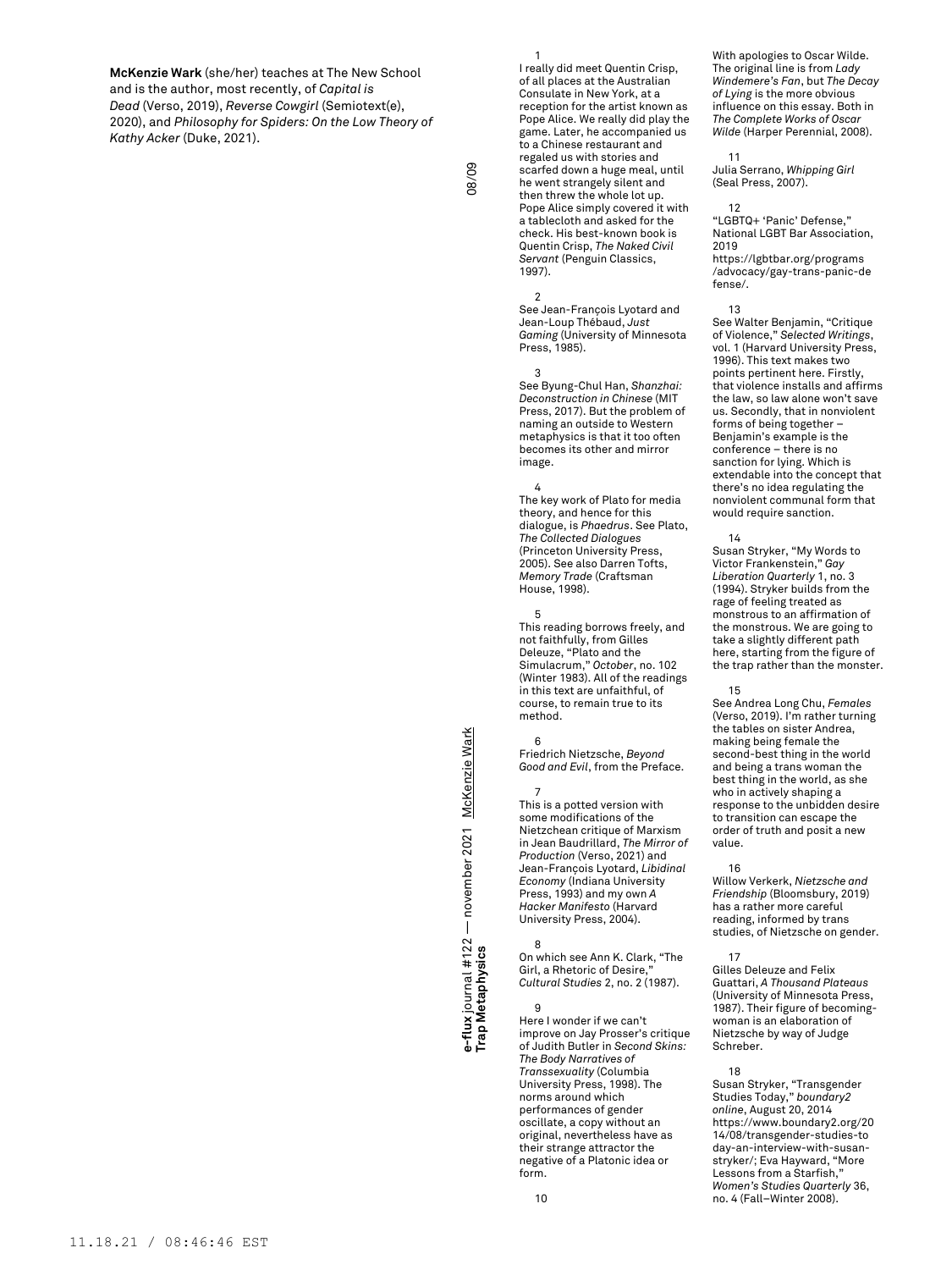**McKenzie Wark** (she/her) teaches at The New School and is the author, most recently, of *Capital is Dead* (Verso, 2019), *Reverse Cowgirl* (Semiotext(e), 2020), and *Philosophy for Spiders: On the Low Theory of Kathy Acker* (Duke, 2021).

1
I really did meet Quentin Crisp, of all places at the Australian Consulate in New York, at a reception for the artist known as Pope Alice. We really did play the game. Later, he accompanied us to a Chinese restaurant and regaled us with stories and scarfed down a huge meal, until he went strangely silent and then threw the whole lot up. Pope Alice simply covered it with a tablecloth and asked for the check. His best-known book is Quentin Crisp, *The Naked Civil Servant* (Penguin Classics, 1997).

2
See Jean-François Lyotard and Jean-Loup Thébaud, *Just Gaming* (University of Minnesota Press, 1985).

3
See Byung-Chul Han, *Shanzhai: Deconstruction in Chinese* (MIT Press, 2017). But the problem of naming an outside to Western metaphysics is that it too often becomes its other and mirror image.

4
The key work of Plato for media theory, and hence for this dialogue, is *Phaedrus*. See Plato, *The Collected Dialogues* (Princeton University Press, 2005). See also Darren Tofts, *Memory Trade* (Craftsman House, 1998).

5
This reading borrows freely, and not faithfully, from Gilles Deleuze, "Plato and the Simulacrum," *October*, no. 102 (Winter 1983). All of the readings in this text are unfaithful, of course, to remain true to its method.

6
Friedrich Nietzsche, *Beyond Good and Evil*, from the Preface.

7
This is a potted version with some modifications of the Nietzchean critique of Marxism in Jean Baudrillard, *The Mirror of Production* (Verso, 2021) and Jean-François Lyotard, *Libidinal Economy* (Indiana University Press, 1993) and my own *A Hacker Manifesto* (Harvard University Press, 2004).

8
On which see Ann K. Clark, "The Girl, a Rhetoric of Desire," *Cultural Studies* 2, no. 2 (1987).

9
Here I wonder if we can't improve on Jay Prosser's critique of Judith Butler in *Second Skins: The Body Narratives of Transsexuality* (Columbia University Press, 1998). The norms around which performances of gender oscillate, a copy without an original, nevertheless have as their strange attractor the negative of a Platonic idea or form.

10
With apologies to Oscar Wilde. The original line is from *Lady Windemere's Fan*, but *The Decay of Lying* is the more obvious influence on this essay. Both in *The Complete Works of Oscar Wilde* (Harper Perennial, 2008).

11
Julia Serrano, *Whipping Girl* (Seal Press, 2007).

12
"LGBTQ+ 'Panic' Defense," National LGBT Bar Association, 2019 https://lgbtbar.org/programs/advocacy/gay-trans-panic-defense/.

13
See Walter Benjamin, "Critique of Violence," *Selected Writings*, vol. 1 (Harvard University Press, 1996). This text makes two points pertinent here. Firstly, that violence installs and affirms the law, so law alone won't save us. Secondly, that in nonviolent forms of being together – Benjamin's example is the conference – there is no sanction for lying. Which is extendable into the concept that there's no idea regulating the nonviolent communal form that would require sanction.

14
Susan Stryker, "My Words to Victor Frankenstein," *Gay Liberation Quarterly* 1, no. 3 (1994). Stryker builds from the rage of feeling treated as monstrous to an affirmation of the monstrous. We are going to take a slightly different path here, starting from the figure of the trap rather than the monster.

15
See Andrea Long Chu, *Females* (Verso, 2019). I'm rather turning the tables on sister Andrea, making being female the second-best thing in the world and being a trans woman the best thing in the world, as she who in actively shaping a response to the unbidden desire to transition can escape the order of truth and posit a new value.

16
Willow Verkerk, *Nietzsche and Friendship* (Bloomsbury, 2019) has a rather more careful reading, informed by trans studies, of Nietzsche on gender.

17
Gilles Deleuze and Felix Guattari, *A Thousand Plateaus* (University of Minnesota Press, 1987). Their figure of becoming-woman is an elaboration of Nietzsche by way of Judge Schreber.

18
Susan Stryker, "Transgender Studies Today," *boundary2 online*, August 20, 2014 https://www.boundary2.org/2014/08/transgender-studies-today-an-interview-with-susan-stryker/; Eva Hayward, "More Lessons from a Starfish," *Women's Studies Quarterly* 36, no. 4 (Fall–Winter 2008).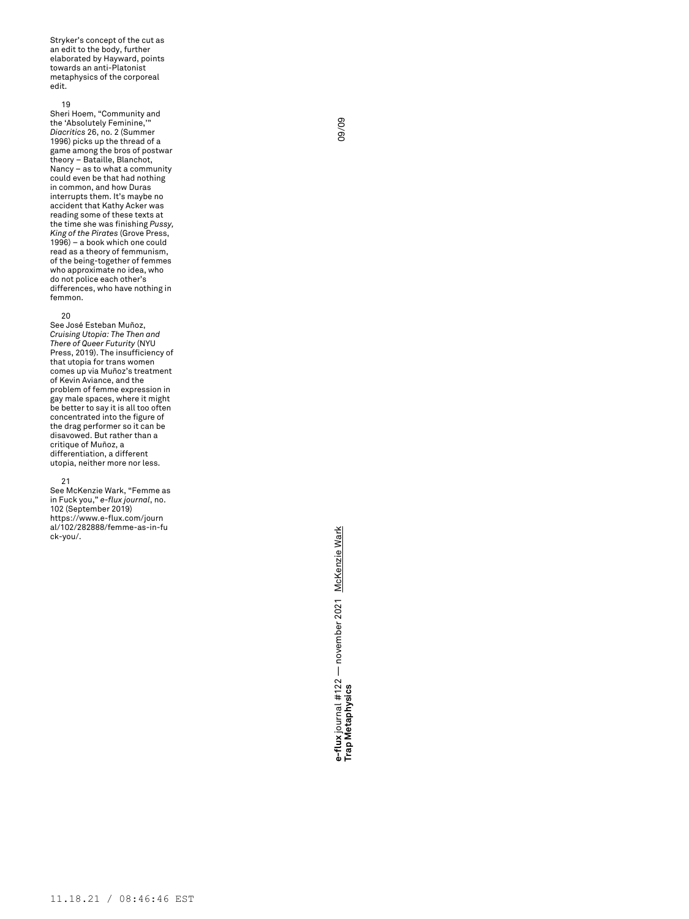Stryker's concept of the cut as an edit to the body, further elaborated by Hayward, points towards an anti-Platonist metaphysics of the corporeal edit.

19
Sheri Hoem, "Community and the 'Absolutely Feminine,'" *Diacritics* 26, no. 2 (Summer 1996) picks up the thread of a game among the bros of postwar theory – Bataille, Blanchot, Nancy – as to what a community could even be that had nothing in common, and how Duras interrupts them. It's maybe no accident that Kathy Acker was reading some of these texts at the time she was finishing *Pussy, King of the Pirates* (Grove Press, 1996) – a book which one could read as a theory of femmunism, of the being-together of femmes who approximate no idea, who do not police each other's differences, who have nothing in femmon.

20
See José Esteban Muñoz, *Cruising Utopia: The Then and There of Queer Futurity* (NYU Press, 2019). The insufficiency of that utopia for trans women comes up via Muñoz's treatment of Kevin Aviance, and the problem of femme expression in gay male spaces, where it might be better to say it is all too often concentrated into the figure of the drag performer so it can be disavowed. But rather than a critique of Muñoz, a differentiation, a different utopia, neither more nor less.

21
See McKenzie Wark, "Femme as in Fuck you," *e-flux journal*, no. 102 (September 2019) https://www.e-flux.com/journal/102/282888/femme-as-in-fuck-you/.